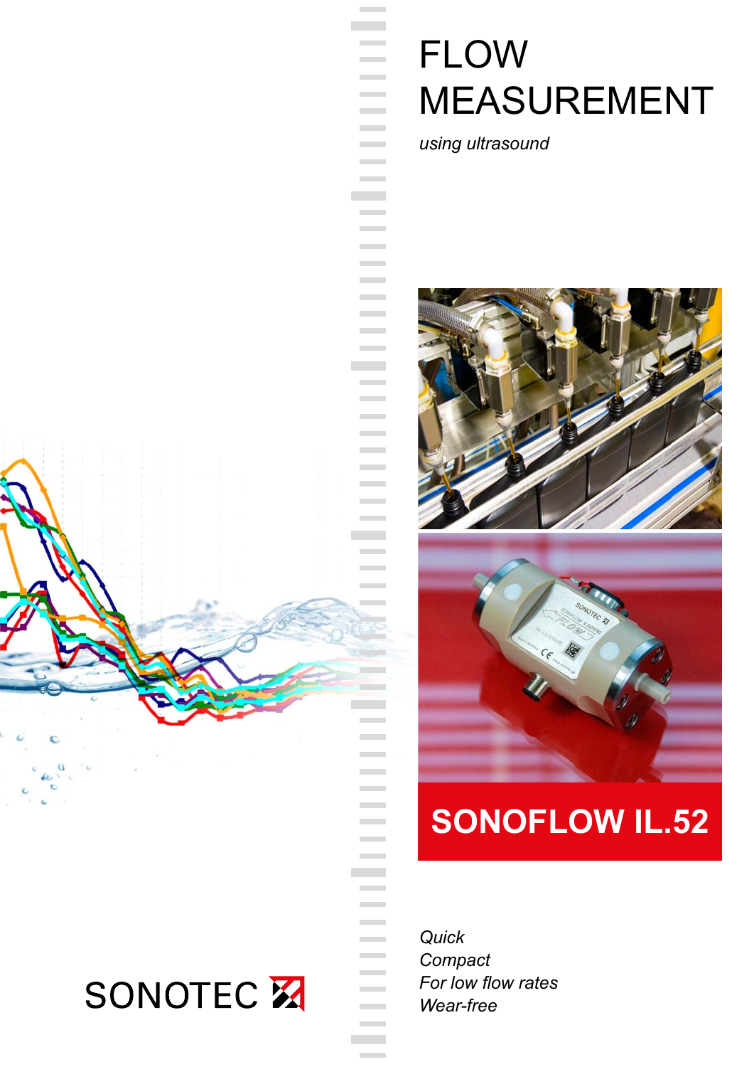# FLOW MEASUREMENT

*using ultrasound*

## SONOFLOW IL.52

*Quick*
*Compact*
*For low flow rates*
*Wear-free*

SONOTEC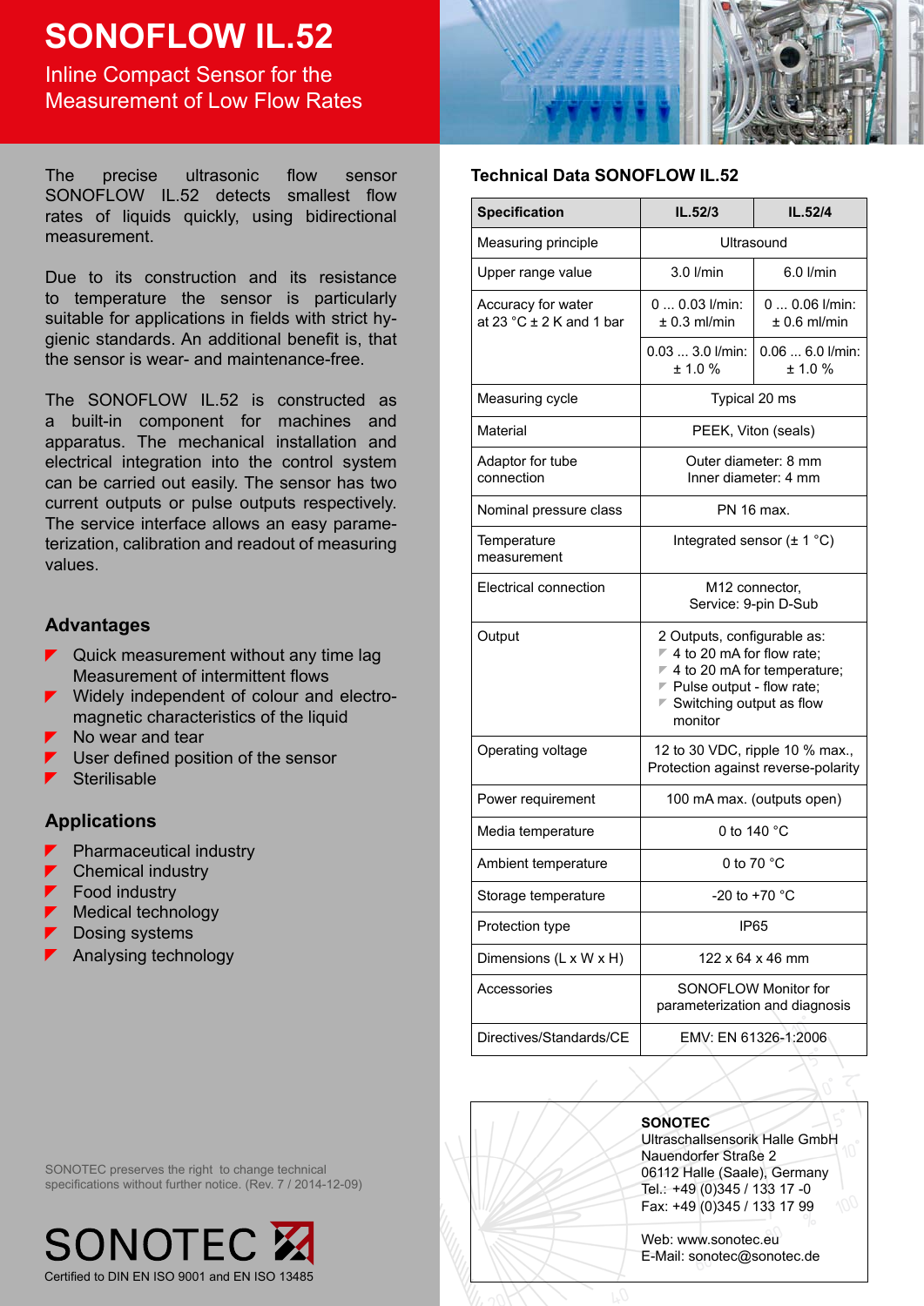# SONOFLOW IL.52

## Inline Compact Sensor for the Measurement of Low Flow Rates

The precise ultrasonic flow sensor SONOFLOW IL.52 detects smallest flow rates of liquids quickly, using bidirectional measurement.

Due to its construction and its resistance to temperature the sensor is particularly suitable for applications in fields with strict hygienic standards. An additional benefit is, that the sensor is wear- and maintenance-free.

The SONOFLOW IL.52 is constructed as a built-in component for machines and apparatus. The mechanical installation and electrical integration into the control system can be carried out easily. The sensor has two current outputs or pulse outputs respectively. The service interface allows an easy parameterization, calibration and readout of measuring values.

### Advantages

- Quick measurement without any time lag
  Measurement of intermittent flows
- Widely independent of colour and electromagnetic characteristics of the liquid
- No wear and tear
- User defined position of the sensor
- Sterilisable

### Applications

- Pharmaceutical industry
- Chemical industry
- Food industry
- Medical technology
- Dosing systems
- Analysing technology

### Technical Data SONOFLOW IL.52

| Specification | IL.52/3 | IL.52/4 |
|---|---|---|
| Measuring principle | Ultrasound | |
| Upper range value | 3.0 l/min | 6.0 l/min |
| Accuracy for water at 23 °C ± 2 K and 1 bar | 0 ... 0.03 l/min: ± 0.3 ml/min | 0 ... 0.06 l/min: ± 0.6 ml/min |
| | 0.03 ... 3.0 l/min: ± 1.0 % | 0.06 ... 6.0 l/min: ± 1.0 % |
| Measuring cycle | Typical 20 ms | |
| Material | PEEK, Viton (seals) | |
| Adaptor for tube connection | Outer diameter: 8 mm<br>Inner diameter: 4 mm | |
| Nominal pressure class | PN 16 max. | |
| Temperature measurement | Integrated sensor (± 1 °C) | |
| Electrical connection | M12 connector,<br>Service: 9-pin D-Sub | |
| Output | 2 Outputs, configurable as:<br>4 to 20 mA for flow rate;<br>4 to 20 mA for temperature;<br>Pulse output - flow rate;<br>Switching output as flow monitor | |
| Operating voltage | 12 to 30 VDC, ripple 10 % max., Protection against reverse-polarity | |
| Power requirement | 100 mA max. (outputs open) | |
| Media temperature | 0 to 140 °C | |
| Ambient temperature | 0 to 70 °C | |
| Storage temperature | -20 to +70 °C | |
| Protection type | IP65 | |
| Dimensions (L x W x H) | 122 x 64 x 46 mm | |
| Accessories | SONOFLOW Monitor for parameterization and diagnosis | |
| Directives/Standards/CE | EMV: EN 61326-1:2006 | |

SONOTEC preserves the right to change technical specifications without further notice. (Rev. 7 / 2014-12-09)

SONOTEC
Certified to DIN EN ISO 9001 and EN ISO 13485

**SONOTEC**
Ultraschallsensorik Halle GmbH
Nauendorfer Straße 2
06112 Halle (Saale), Germany
Tel.: +49 (0)345 / 133 17 -0
Fax: +49 (0)345 / 133 17 99

Web: www.sonotec.eu
E-Mail: sonotec@sonotec.de